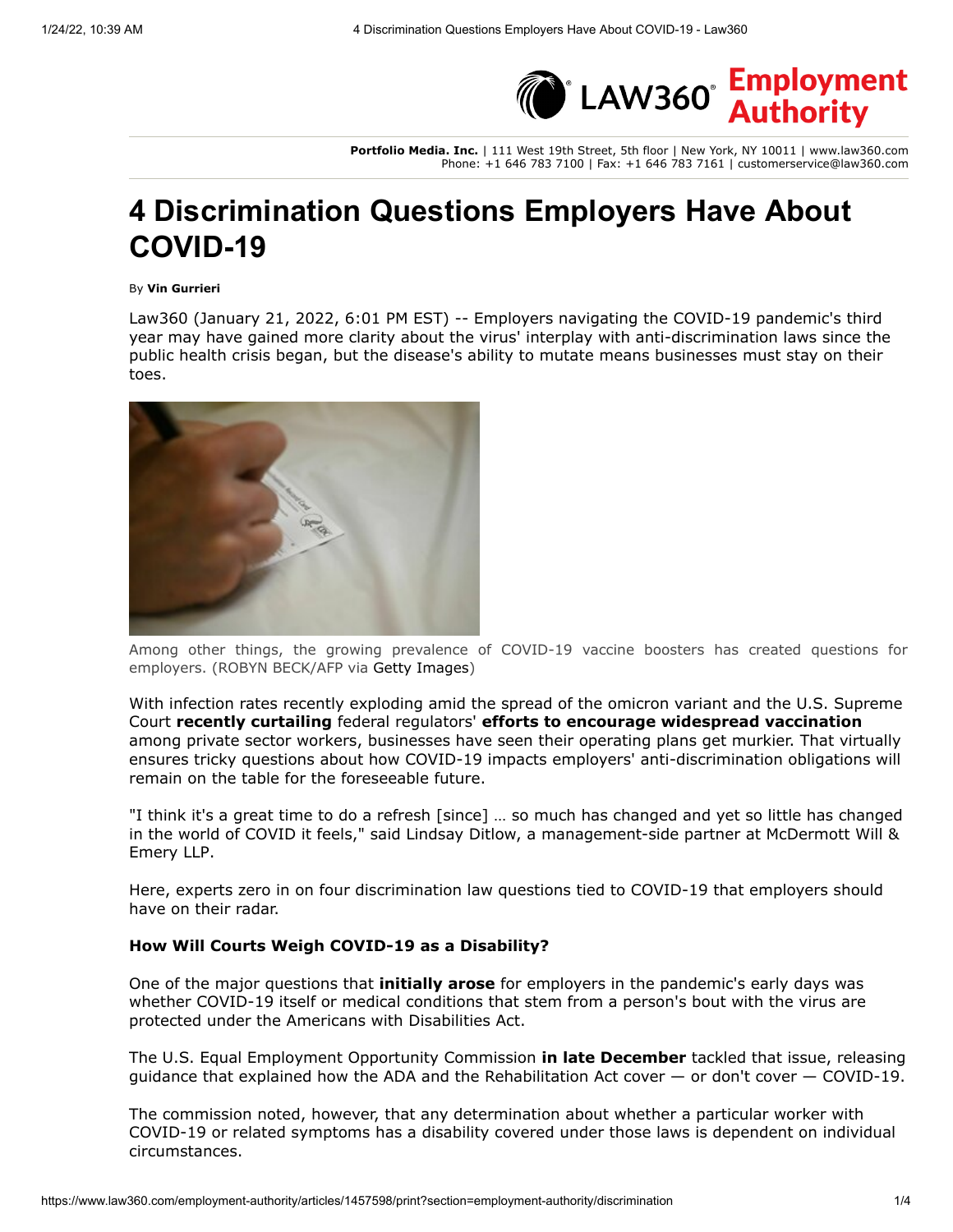Portfolio Media. Inc. | 111 West 19th Street, 5th floor | New York, NY 10011 | www.law360.com
Phone: +1 646 783 7100 | Fax: +1 646 783 7161 | customerservice@law360.com

# 4 Discrimination Questions Employers Have About COVID-19

By **Vin Gurrieri**

Law360 (January 21, 2022, 6:01 PM EST) -- Employers navigating the COVID-19 pandemic's third year may have gained more clarity about the virus' interplay with anti-discrimination laws since the public health crisis began, but the disease's ability to mutate means businesses must stay on their toes.

Among other things, the growing prevalence of COVID-19 vaccine boosters has created questions for employers. (ROBYN BECK/AFP via Getty Images)

With infection rates recently exploding amid the spread of the omicron variant and the U.S. Supreme Court **recently curtailing** federal regulators' **efforts to encourage widespread vaccination** among private sector workers, businesses have seen their operating plans get murkier. That virtually ensures tricky questions about how COVID-19 impacts employers' anti-discrimination obligations will remain on the table for the foreseeable future.

"I think it's a great time to do a refresh [since] … so much has changed and yet so little has changed in the world of COVID it feels," said Lindsay Ditlow, a management-side partner at McDermott Will & Emery LLP.

Here, experts zero in on four discrimination law questions tied to COVID-19 that employers should have on their radar.

### How Will Courts Weigh COVID-19 as a Disability?

One of the major questions that **initially arose** for employers in the pandemic's early days was whether COVID-19 itself or medical conditions that stem from a person's bout with the virus are protected under the Americans with Disabilities Act.

The U.S. Equal Employment Opportunity Commission **in late December** tackled that issue, releasing guidance that explained how the ADA and the Rehabilitation Act cover — or don't cover — COVID-19.

The commission noted, however, that any determination about whether a particular worker with COVID-19 or related symptoms has a disability covered under those laws is dependent on individual circumstances.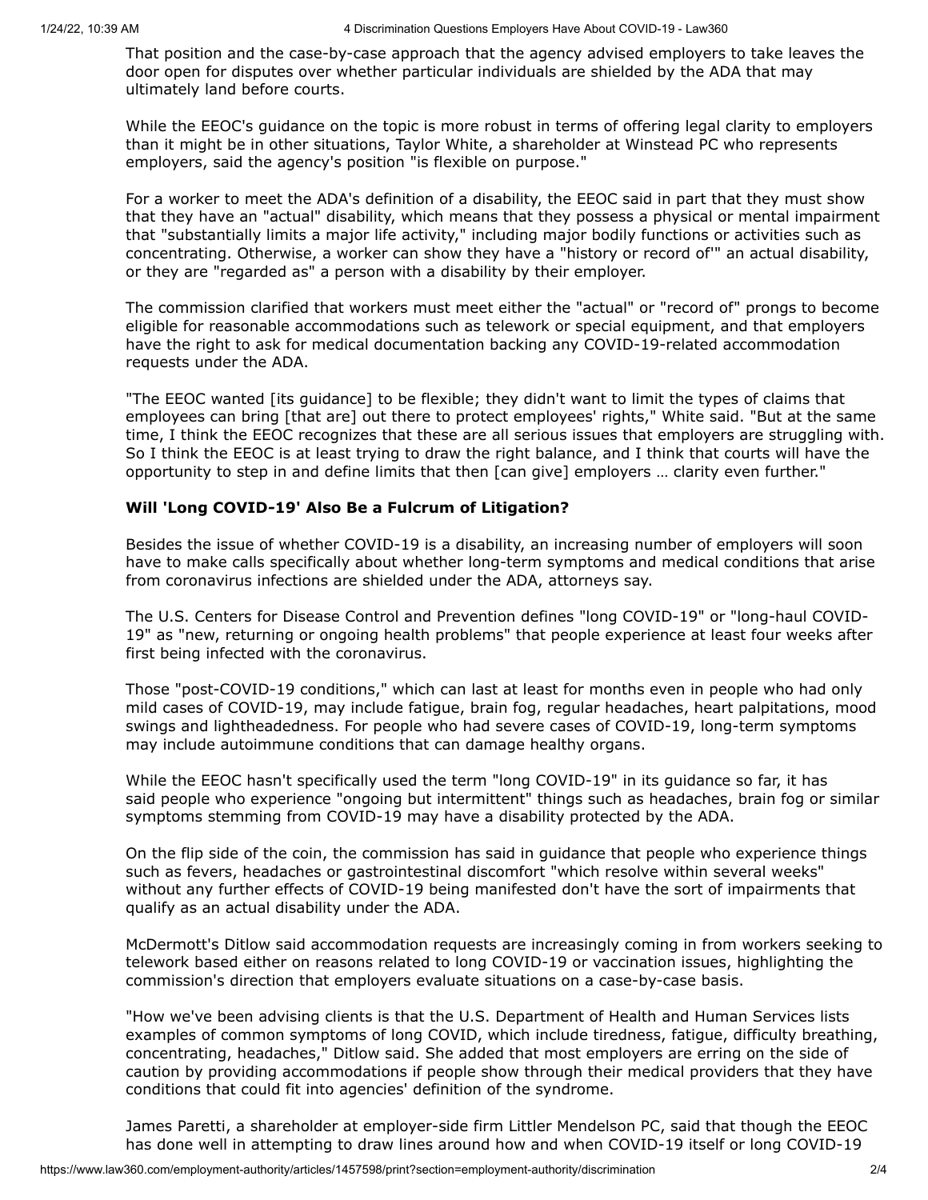That position and the case-by-case approach that the agency advised employers to take leaves the door open for disputes over whether particular individuals are shielded by the ADA that may ultimately land before courts.

While the EEOC's guidance on the topic is more robust in terms of offering legal clarity to employers than it might be in other situations, Taylor White, a shareholder at Winstead PC who represents employers, said the agency's position "is flexible on purpose."

For a worker to meet the ADA's definition of a disability, the EEOC said in part that they must show that they have an "actual" disability, which means that they possess a physical or mental impairment that "substantially limits a major life activity," including major bodily functions or activities such as concentrating. Otherwise, a worker can show they have a "history or record of'" an actual disability, or they are "regarded as" a person with a disability by their employer.

The commission clarified that workers must meet either the "actual" or "record of" prongs to become eligible for reasonable accommodations such as telework or special equipment, and that employers have the right to ask for medical documentation backing any COVID-19-related accommodation requests under the ADA.

"The EEOC wanted [its guidance] to be flexible; they didn't want to limit the types of claims that employees can bring [that are] out there to protect employees' rights," White said. "But at the same time, I think the EEOC recognizes that these are all serious issues that employers are struggling with. So I think the EEOC is at least trying to draw the right balance, and I think that courts will have the opportunity to step in and define limits that then [can give] employers … clarity even further."

**Will 'Long COVID-19' Also Be a Fulcrum of Litigation?**

Besides the issue of whether COVID-19 is a disability, an increasing number of employers will soon have to make calls specifically about whether long-term symptoms and medical conditions that arise from coronavirus infections are shielded under the ADA, attorneys say.

The U.S. Centers for Disease Control and Prevention defines "long COVID-19" or "long-haul COVID-19" as "new, returning or ongoing health problems" that people experience at least four weeks after first being infected with the coronavirus.

Those "post-COVID-19 conditions," which can last at least for months even in people who had only mild cases of COVID-19, may include fatigue, brain fog, regular headaches, heart palpitations, mood swings and lightheadedness. For people who had severe cases of COVID-19, long-term symptoms may include autoimmune conditions that can damage healthy organs.

While the EEOC hasn't specifically used the term "long COVID-19" in its guidance so far, it has said people who experience "ongoing but intermittent" things such as headaches, brain fog or similar symptoms stemming from COVID-19 may have a disability protected by the ADA.

On the flip side of the coin, the commission has said in guidance that people who experience things such as fevers, headaches or gastrointestinal discomfort "which resolve within several weeks" without any further effects of COVID-19 being manifested don't have the sort of impairments that qualify as an actual disability under the ADA.

McDermott's Ditlow said accommodation requests are increasingly coming in from workers seeking to telework based either on reasons related to long COVID-19 or vaccination issues, highlighting the commission's direction that employers evaluate situations on a case-by-case basis.

"How we've been advising clients is that the U.S. Department of Health and Human Services lists examples of common symptoms of long COVID, which include tiredness, fatigue, difficulty breathing, concentrating, headaches," Ditlow said. She added that most employers are erring on the side of caution by providing accommodations if people show through their medical providers that they have conditions that could fit into agencies' definition of the syndrome.

James Paretti, a shareholder at employer-side firm Littler Mendelson PC, said that though the EEOC has done well in attempting to draw lines around how and when COVID-19 itself or long COVID-19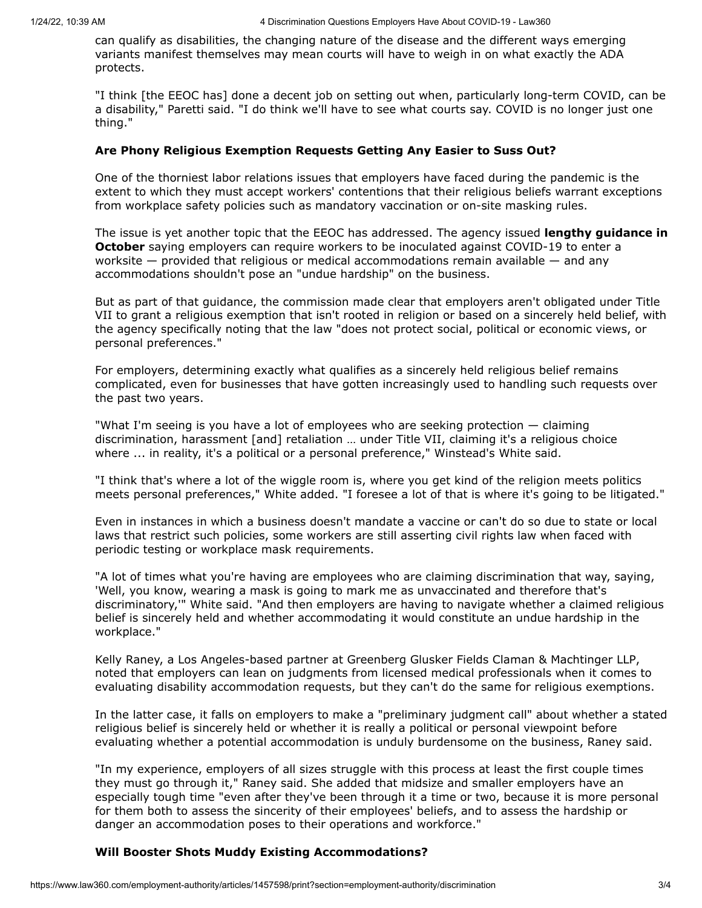can qualify as disabilities, the changing nature of the disease and the different ways emerging variants manifest themselves may mean courts will have to weigh in on what exactly the ADA protects.

"I think [the EEOC has] done a decent job on setting out when, particularly long-term COVID, can be a disability," Paretti said. "I do think we'll have to see what courts say. COVID is no longer just one thing."

### Are Phony Religious Exemption Requests Getting Any Easier to Suss Out?

One of the thorniest labor relations issues that employers have faced during the pandemic is the extent to which they must accept workers' contentions that their religious beliefs warrant exceptions from workplace safety policies such as mandatory vaccination or on-site masking rules.

The issue is yet another topic that the EEOC has addressed. The agency issued **lengthy guidance in October** saying employers can require workers to be inoculated against COVID-19 to enter a worksite — provided that religious or medical accommodations remain available — and any accommodations shouldn't pose an "undue hardship" on the business.

But as part of that guidance, the commission made clear that employers aren't obligated under Title VII to grant a religious exemption that isn't rooted in religion or based on a sincerely held belief, with the agency specifically noting that the law "does not protect social, political or economic views, or personal preferences."

For employers, determining exactly what qualifies as a sincerely held religious belief remains complicated, even for businesses that have gotten increasingly used to handling such requests over the past two years.

"What I'm seeing is you have a lot of employees who are seeking protection — claiming discrimination, harassment [and] retaliation … under Title VII, claiming it's a religious choice where ... in reality, it's a political or a personal preference," Winstead's White said.

"I think that's where a lot of the wiggle room is, where you get kind of the religion meets politics meets personal preferences," White added. "I foresee a lot of that is where it's going to be litigated."

Even in instances in which a business doesn't mandate a vaccine or can't do so due to state or local laws that restrict such policies, some workers are still asserting civil rights law when faced with periodic testing or workplace mask requirements.

"A lot of times what you're having are employees who are claiming discrimination that way, saying, 'Well, you know, wearing a mask is going to mark me as unvaccinated and therefore that's discriminatory,'" White said. "And then employers are having to navigate whether a claimed religious belief is sincerely held and whether accommodating it would constitute an undue hardship in the workplace."

Kelly Raney, a Los Angeles-based partner at Greenberg Glusker Fields Claman & Machtinger LLP, noted that employers can lean on judgments from licensed medical professionals when it comes to evaluating disability accommodation requests, but they can't do the same for religious exemptions.

In the latter case, it falls on employers to make a "preliminary judgment call" about whether a stated religious belief is sincerely held or whether it is really a political or personal viewpoint before evaluating whether a potential accommodation is unduly burdensome on the business, Raney said.

"In my experience, employers of all sizes struggle with this process at least the first couple times they must go through it," Raney said. She added that midsize and smaller employers have an especially tough time "even after they've been through it a time or two, because it is more personal for them both to assess the sincerity of their employees' beliefs, and to assess the hardship or danger an accommodation poses to their operations and workforce."

### Will Booster Shots Muddy Existing Accommodations?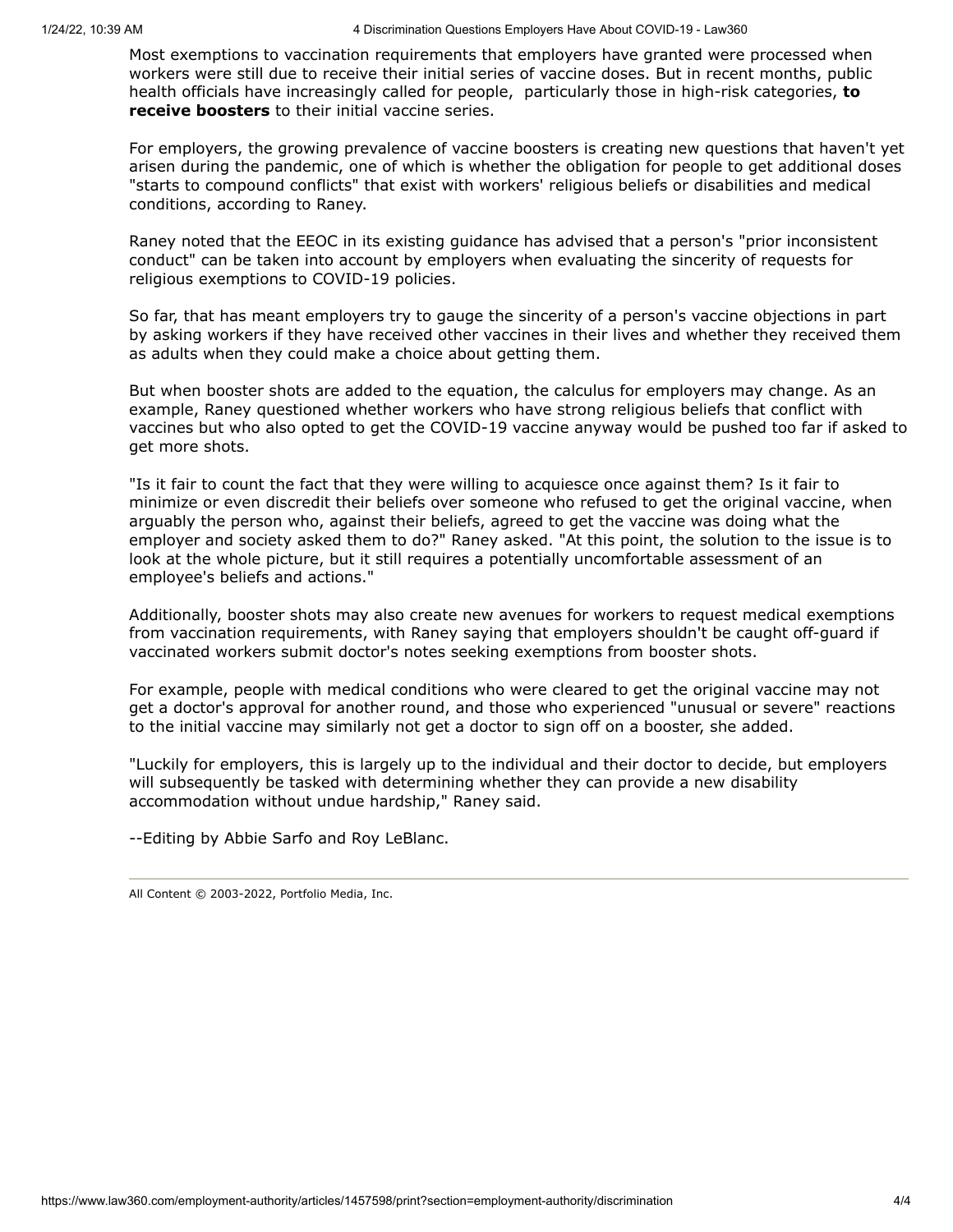Most exemptions to vaccination requirements that employers have granted were processed when workers were still due to receive their initial series of vaccine doses. But in recent months, public health officials have increasingly called for people, particularly those in high-risk categories, **to receive boosters** to their initial vaccine series.

For employers, the growing prevalence of vaccine boosters is creating new questions that haven't yet arisen during the pandemic, one of which is whether the obligation for people to get additional doses "starts to compound conflicts" that exist with workers' religious beliefs or disabilities and medical conditions, according to Raney.

Raney noted that the EEOC in its existing guidance has advised that a person's "prior inconsistent conduct" can be taken into account by employers when evaluating the sincerity of requests for religious exemptions to COVID-19 policies.

So far, that has meant employers try to gauge the sincerity of a person's vaccine objections in part by asking workers if they have received other vaccines in their lives and whether they received them as adults when they could make a choice about getting them.

But when booster shots are added to the equation, the calculus for employers may change. As an example, Raney questioned whether workers who have strong religious beliefs that conflict with vaccines but who also opted to get the COVID-19 vaccine anyway would be pushed too far if asked to get more shots.

"Is it fair to count the fact that they were willing to acquiesce once against them? Is it fair to minimize or even discredit their beliefs over someone who refused to get the original vaccine, when arguably the person who, against their beliefs, agreed to get the vaccine was doing what the employer and society asked them to do?" Raney asked. "At this point, the solution to the issue is to look at the whole picture, but it still requires a potentially uncomfortable assessment of an employee's beliefs and actions."

Additionally, booster shots may also create new avenues for workers to request medical exemptions from vaccination requirements, with Raney saying that employers shouldn't be caught off-guard if vaccinated workers submit doctor's notes seeking exemptions from booster shots.

For example, people with medical conditions who were cleared to get the original vaccine may not get a doctor's approval for another round, and those who experienced "unusual or severe" reactions to the initial vaccine may similarly not get a doctor to sign off on a booster, she added.

"Luckily for employers, this is largely up to the individual and their doctor to decide, but employers will subsequently be tasked with determining whether they can provide a new disability accommodation without undue hardship," Raney said.

--Editing by Abbie Sarfo and Roy LeBlanc.

---

All Content © 2003-2022, Portfolio Media, Inc.